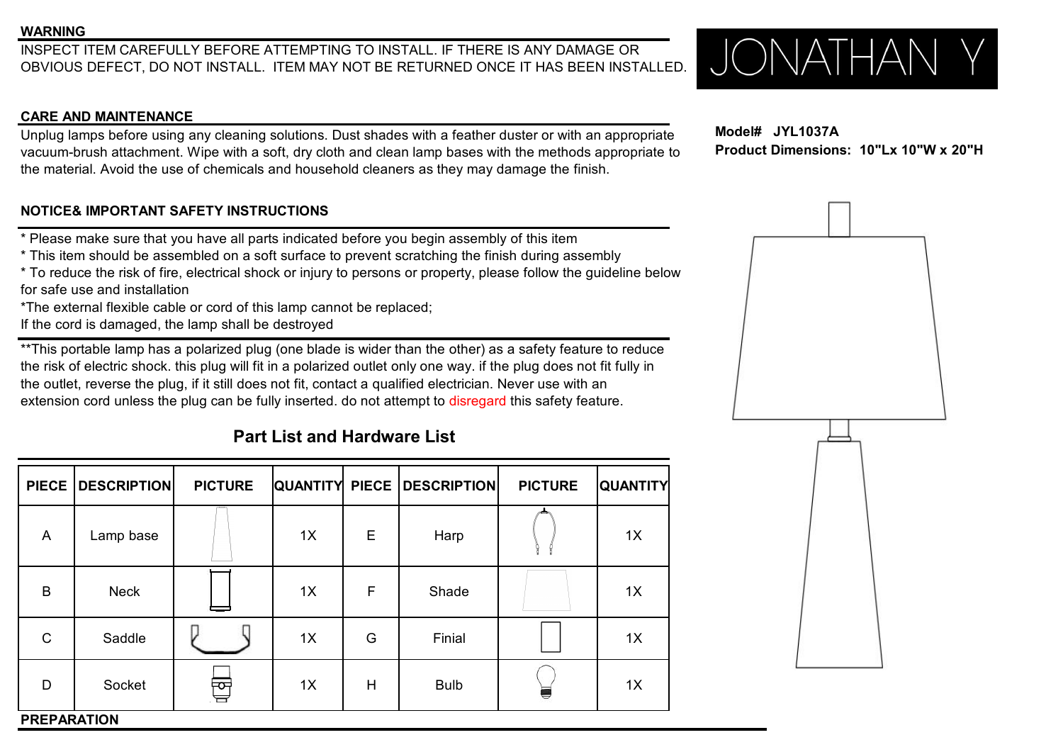## WARNING

INSPECT ITEM CAREFULLY BEFORE ATTEMPTING TO INSTALL. IF THERE IS ANY DAMAGE OR OBVIOUS DEFECT, DO NOT INSTALL. ITEM MAY NOT BE RETURNED ONCE IT HAS BEEN INSTALLED.

JONATHAN Y

## CARE AND MAINTENANCE

Unplug lamps before using any cleaning solutions. Dust shades with a feather duster or with an appropriate vacuum-brush attachment. Wipe with a soft, dry cloth and clean lamp bases with the methods appropriate to the material. Avoid the use of chemicals and household cleaners as they may damage the finish.

**Model# JYL1037A**
**Product Dimensions: 10"Lx 10"W x 20"H**

## NOTICE& IMPORTANT SAFETY INSTRUCTIONS

* Please make sure that you have all parts indicated before you begin assembly of this item
* This item should be assembled on a soft surface to prevent scratching the finish during assembly
* To reduce the risk of fire, electrical shock or injury to persons or property, please follow the guideline below for safe use and installation
*The external flexible cable or cord of this lamp cannot be replaced;
If the cord is damaged, the lamp shall be destroyed

**This portable lamp has a polarized plug (one blade is wider than the other) as a safety feature to reduce the risk of electric shock. this plug will fit in a polarized outlet only one way. if the plug does not fit fully in the outlet, reverse the plug, if it still does not fit, contact a qualified electrician. Never use with an extension cord unless the plug can be fully inserted. do not attempt to disregard this safety feature.

## Part List and Hardware List

| PIECE | DESCRIPTION | PICTURE | QUANTITY | PIECE | DESCRIPTION | PICTURE | QUANTITY |
|---|---|---|---|---|---|---|---|
| A | Lamp base | | 1X | E | Harp | | 1X |
| B | Neck | | 1X | F | Shade | | 1X |
| C | Saddle | | 1X | G | Finial | | 1X |
| D | Socket | | 1X | H | Bulb | | 1X |

## PREPARATION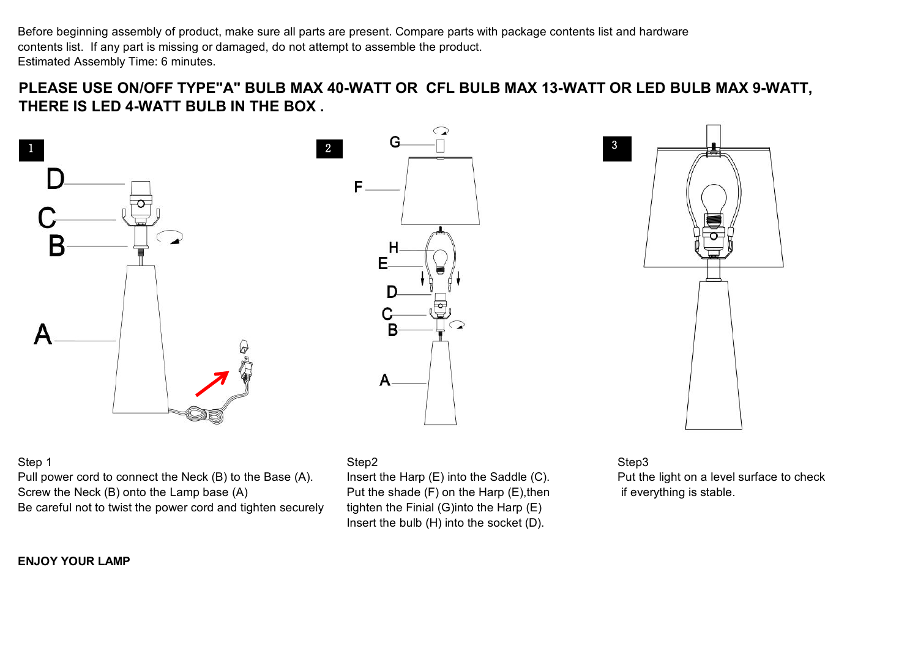Before beginning assembly of product, make sure all parts are present. Compare parts with package contents list and hardware contents list. If any part is missing or damaged, do not attempt to assemble the product.
Estimated Assembly Time: 6 minutes.

**PLEASE USE ON/OFF TYPE"A" BULB MAX 40-WATT OR CFL BULB MAX 13-WATT OR LED BULB MAX 9-WATT, THERE IS LED 4-WATT BULB IN THE BOX .**

Step 1
Pull power cord to connect the Neck (B) to the Base (A).
Screw the Neck (B) onto the Lamp base (A)
Be careful not to twist the power cord and tighten securely

Step2
Insert the Harp (E) into the Saddle (C).
Put the shade (F) on the Harp (E),then
tighten the Finial (G)into the Harp (E)
Insert the bulb (H) into the socket (D).

Step3
Put the light on a level surface to check
if everything is stable.

**ENJOY YOUR LAMP**